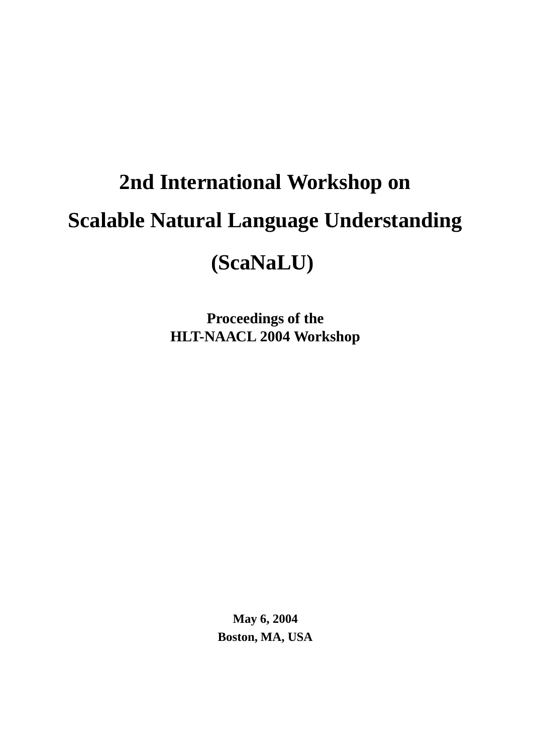# 2nd International Workshop on Scalable Natural Language Understanding (ScaNaLU)

**Proceedings of the**
**HLT-NAACL 2004 Workshop**

**May 6, 2004**
**Boston, MA, USA**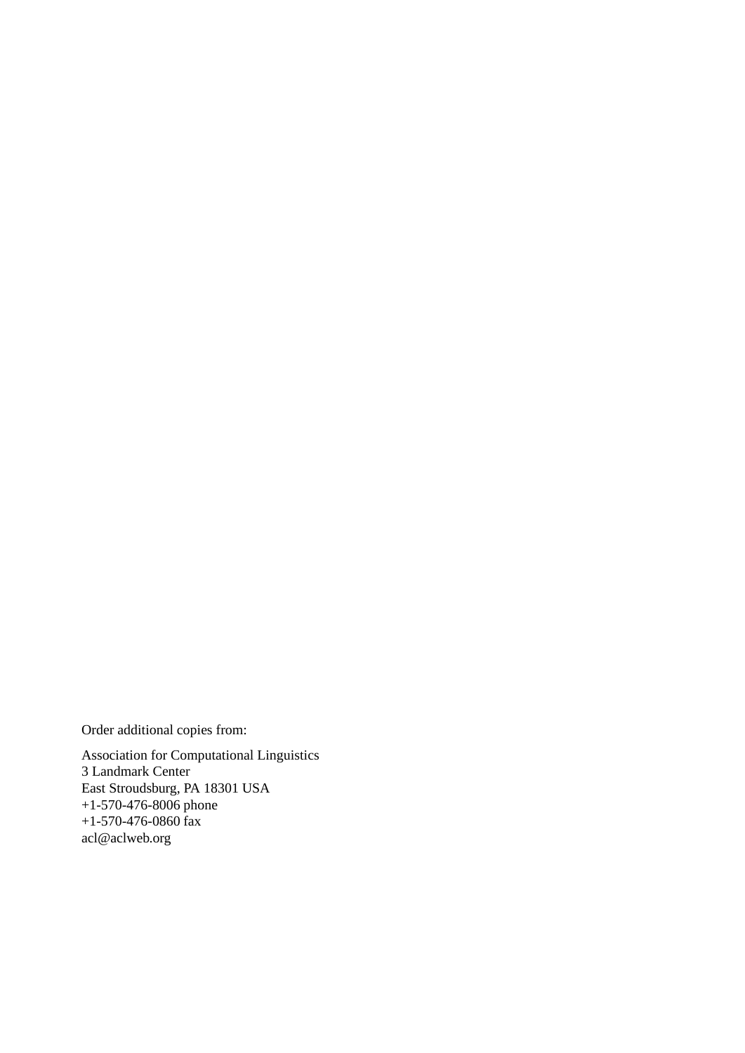Order additional copies from:

Association for Computational Linguistics
3 Landmark Center
East Stroudsburg, PA 18301 USA
+1-570-476-8006 phone
+1-570-476-0860 fax
acl@aclweb.org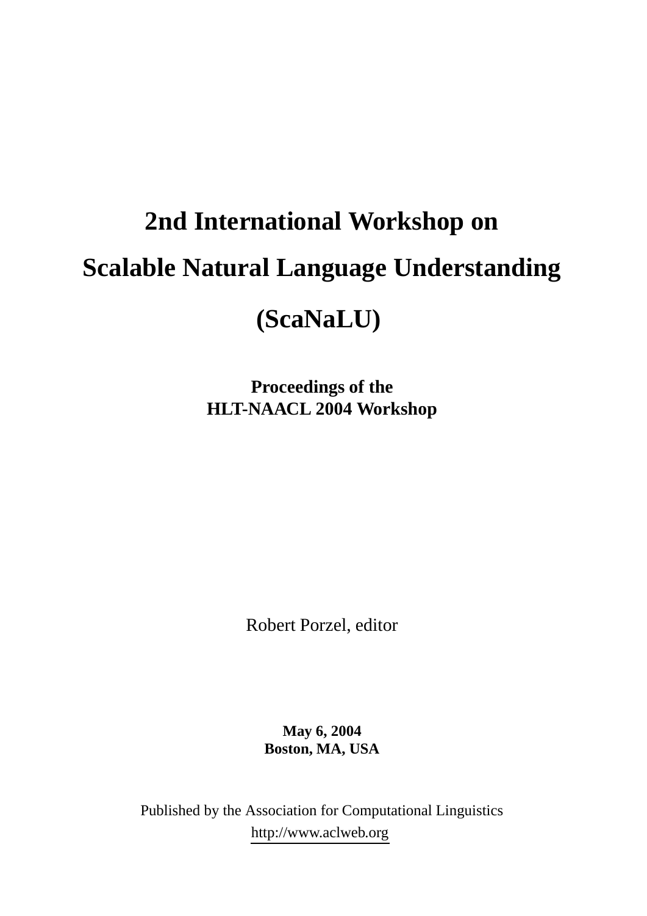# 2nd International Workshop on Scalable Natural Language Understanding (ScaNaLU)

**Proceedings of the**
**HLT-NAACL 2004 Workshop**

Robert Porzel, editor

**May 6, 2004**
**Boston, MA, USA**

Published by the Association for Computational Linguistics
http://www.aclweb.org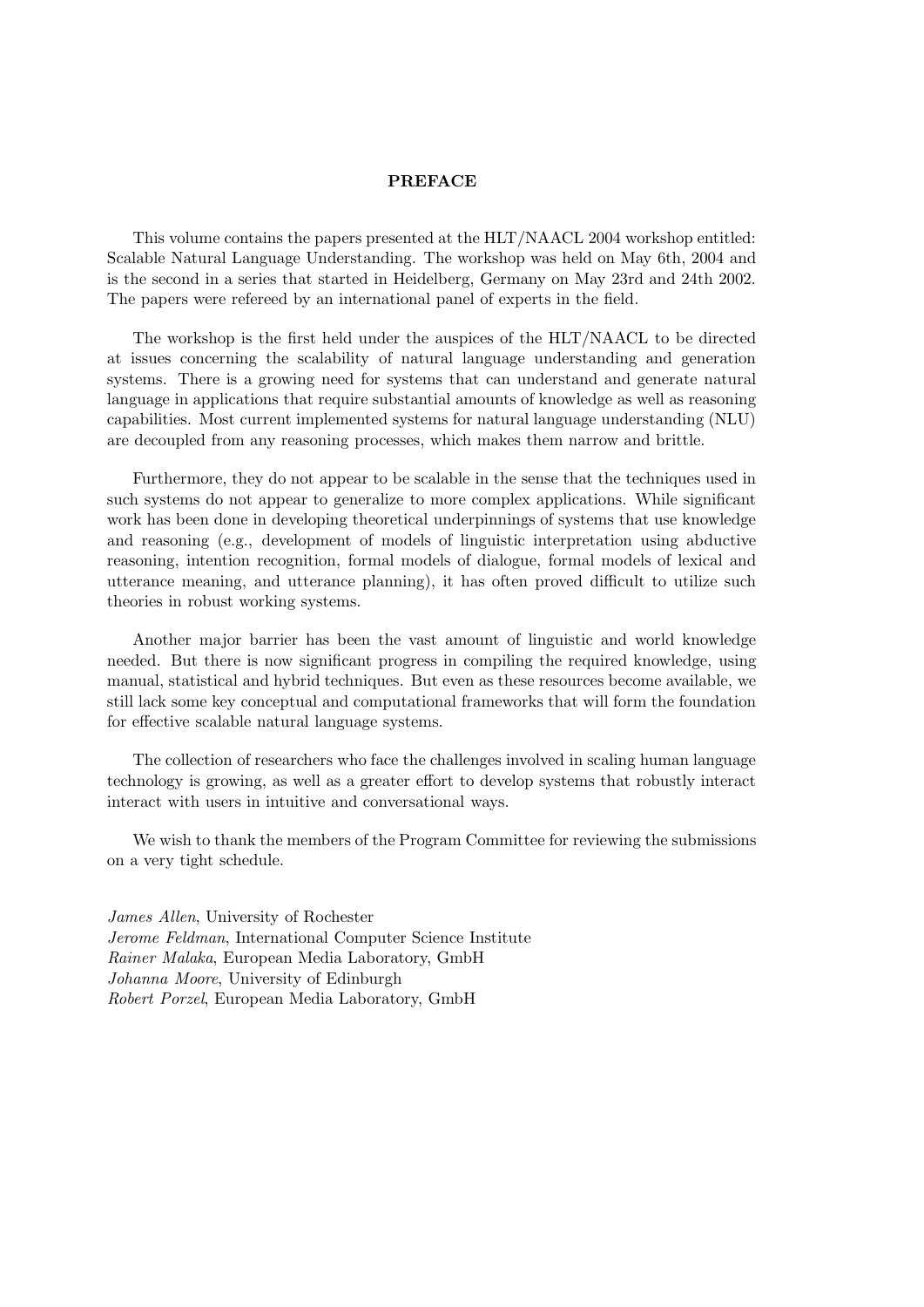## PREFACE

This volume contains the papers presented at the HLT/NAACL 2004 workshop entitled: Scalable Natural Language Understanding. The workshop was held on May 6th, 2004 and is the second in a series that started in Heidelberg, Germany on May 23rd and 24th 2002. The papers were refereed by an international panel of experts in the field.

The workshop is the first held under the auspices of the HLT/NAACL to be directed at issues concerning the scalability of natural language understanding and generation systems. There is a growing need for systems that can understand and generate natural language in applications that require substantial amounts of knowledge as well as reasoning capabilities. Most current implemented systems for natural language understanding (NLU) are decoupled from any reasoning processes, which makes them narrow and brittle.

Furthermore, they do not appear to be scalable in the sense that the techniques used in such systems do not appear to generalize to more complex applications. While significant work has been done in developing theoretical underpinnings of systems that use knowledge and reasoning (e.g., development of models of linguistic interpretation using abductive reasoning, intention recognition, formal models of dialogue, formal models of lexical and utterance meaning, and utterance planning), it has often proved difficult to utilize such theories in robust working systems.

Another major barrier has been the vast amount of linguistic and world knowledge needed. But there is now significant progress in compiling the required knowledge, using manual, statistical and hybrid techniques. But even as these resources become available, we still lack some key conceptual and computational frameworks that will form the foundation for effective scalable natural language systems.

The collection of researchers who face the challenges involved in scaling human language technology is growing, as well as a greater effort to develop systems that robustly interact interact with users in intuitive and conversational ways.

We wish to thank the members of the Program Committee for reviewing the submissions on a very tight schedule.

*James Allen*, University of Rochester
*Jerome Feldman*, International Computer Science Institute
*Rainer Malaka*, European Media Laboratory, GmbH
*Johanna Moore*, University of Edinburgh
*Robert Porzel*, European Media Laboratory, GmbH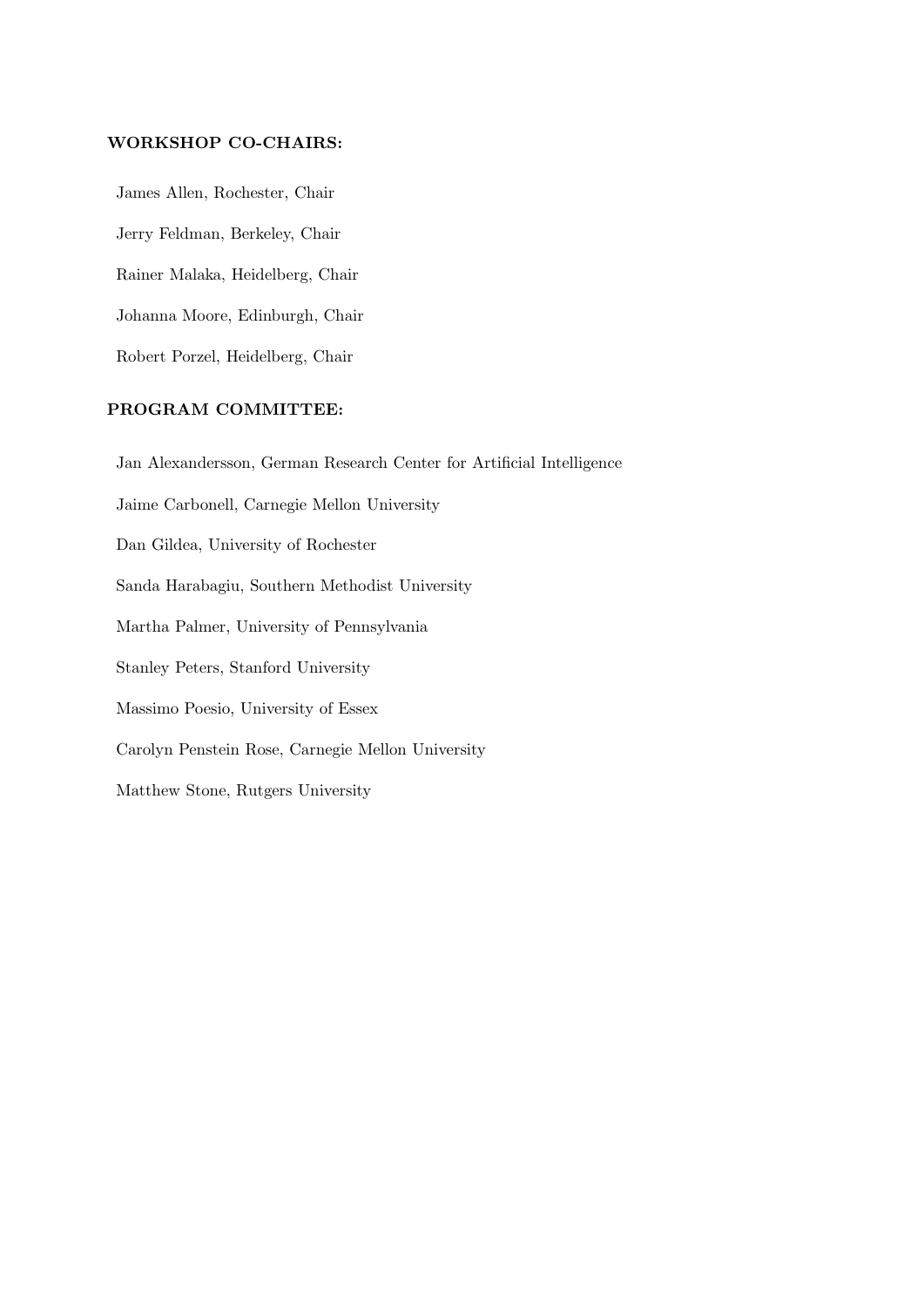## WORKSHOP CO-CHAIRS:

James Allen, Rochester, Chair

Jerry Feldman, Berkeley, Chair

Rainer Malaka, Heidelberg, Chair

Johanna Moore, Edinburgh, Chair

Robert Porzel, Heidelberg, Chair

## PROGRAM COMMITTEE:

Jan Alexandersson, German Research Center for Artificial Intelligence

Jaime Carbonell, Carnegie Mellon University

Dan Gildea, University of Rochester

Sanda Harabagiu, Southern Methodist University

Martha Palmer, University of Pennsylvania

Stanley Peters, Stanford University

Massimo Poesio, University of Essex

Carolyn Penstein Rose, Carnegie Mellon University

Matthew Stone, Rutgers University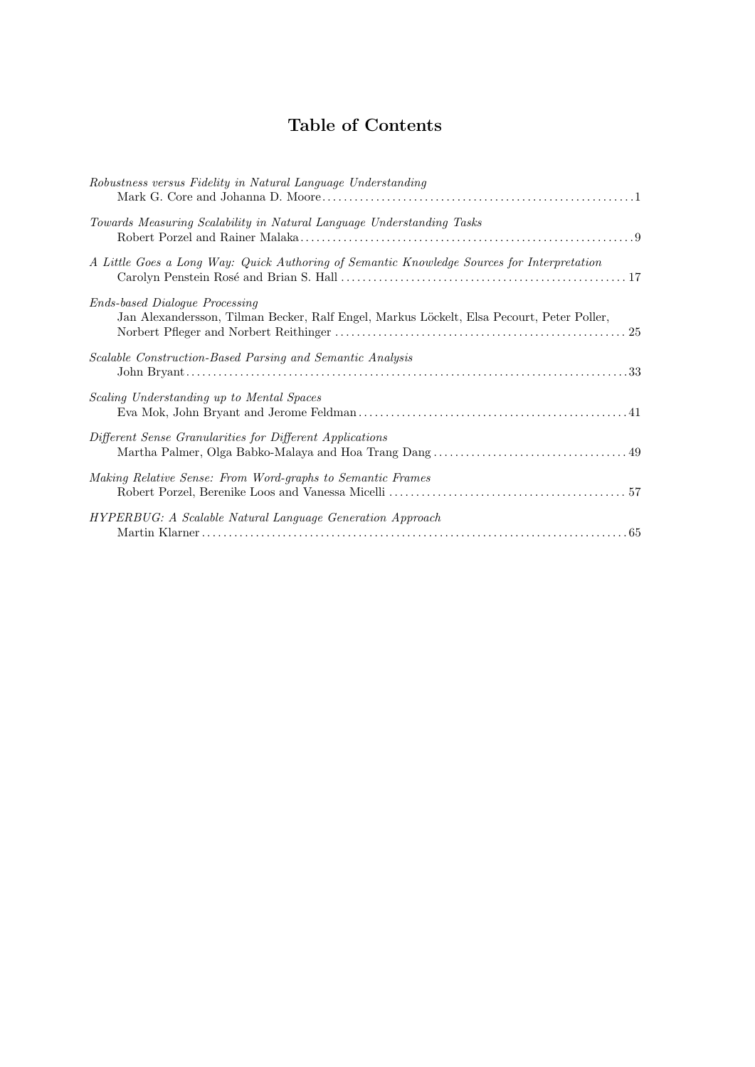# Table of Contents

*Robustness versus Fidelity in Natural Language Understanding*
Mark G. Core and Johanna D. Moore .......... 1

*Towards Measuring Scalability in Natural Language Understanding Tasks*
Robert Porzel and Rainer Malaka .......... 9

*A Little Goes a Long Way: Quick Authoring of Semantic Knowledge Sources for Interpretation*
Carolyn Penstein Rosé and Brian S. Hall .......... 17

*Ends-based Dialogue Processing*
Jan Alexandersson, Tilman Becker, Ralf Engel, Markus Löckelt, Elsa Pecourt, Peter Poller, Norbert Pfleger and Norbert Reithinger .......... 25

*Scalable Construction-Based Parsing and Semantic Analysis*
John Bryant .......... 33

*Scaling Understanding up to Mental Spaces*
Eva Mok, John Bryant and Jerome Feldman .......... 41

*Different Sense Granularities for Different Applications*
Martha Palmer, Olga Babko-Malaya and Hoa Trang Dang .......... 49

*Making Relative Sense: From Word-graphs to Semantic Frames*
Robert Porzel, Berenike Loos and Vanessa Micelli .......... 57

*HYPERBUG: A Scalable Natural Language Generation Approach*
Martin Klarner .......... 65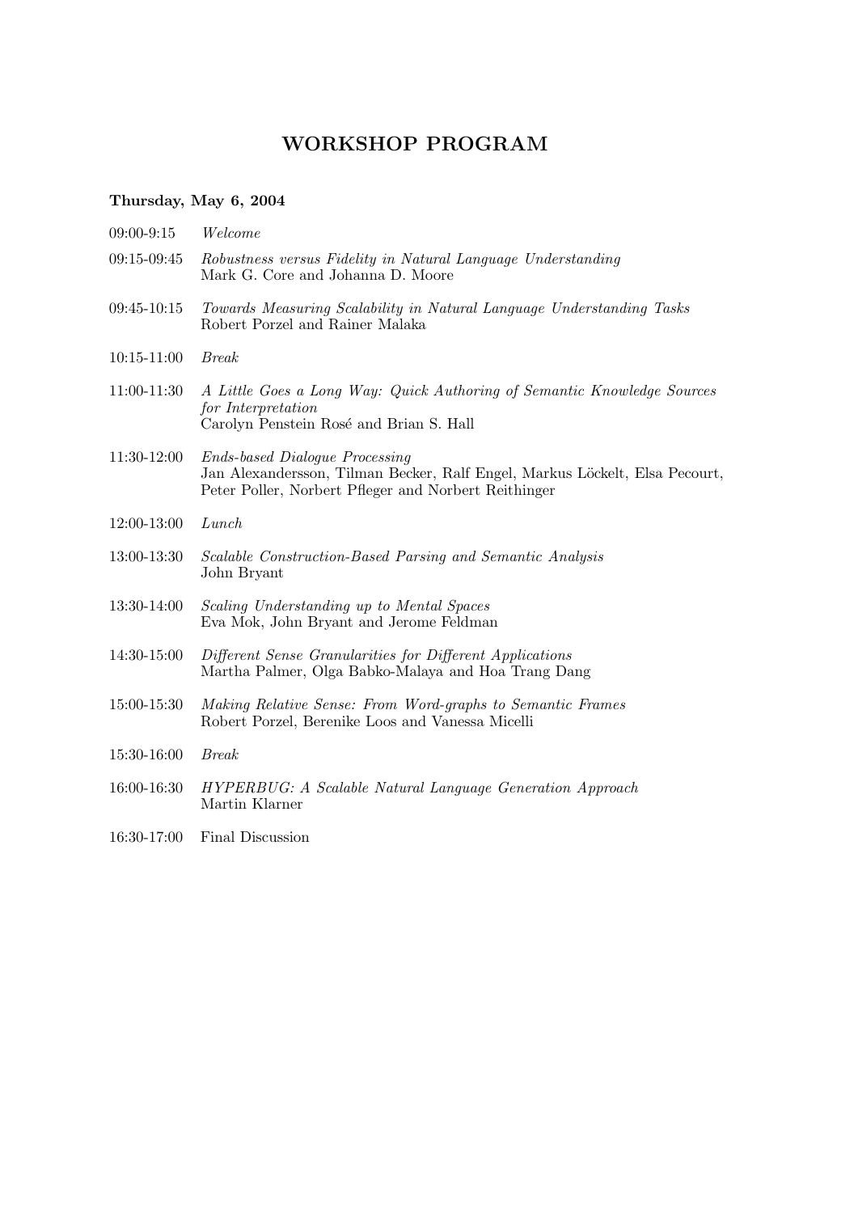# WORKSHOP PROGRAM

**Thursday, May 6, 2004**

09:00-9:15 *Welcome*

09:15-09:45 *Robustness versus Fidelity in Natural Language Understanding*
Mark G. Core and Johanna D. Moore

09:45-10:15 *Towards Measuring Scalability in Natural Language Understanding Tasks*
Robert Porzel and Rainer Malaka

10:15-11:00 *Break*

11:00-11:30 *A Little Goes a Long Way: Quick Authoring of Semantic Knowledge Sources for Interpretation*
Carolyn Penstein Rosé and Brian S. Hall

11:30-12:00 *Ends-based Dialogue Processing*
Jan Alexandersson, Tilman Becker, Ralf Engel, Markus Löckelt, Elsa Pecourt, Peter Poller, Norbert Pfleger and Norbert Reithinger

12:00-13:00 *Lunch*

13:00-13:30 *Scalable Construction-Based Parsing and Semantic Analysis*
John Bryant

13:30-14:00 *Scaling Understanding up to Mental Spaces*
Eva Mok, John Bryant and Jerome Feldman

14:30-15:00 *Different Sense Granularities for Different Applications*
Martha Palmer, Olga Babko-Malaya and Hoa Trang Dang

15:00-15:30 *Making Relative Sense: From Word-graphs to Semantic Frames*
Robert Porzel, Berenike Loos and Vanessa Micelli

15:30-16:00 *Break*

16:00-16:30 *HYPERBUG: A Scalable Natural Language Generation Approach*
Martin Klarner

16:30-17:00 Final Discussion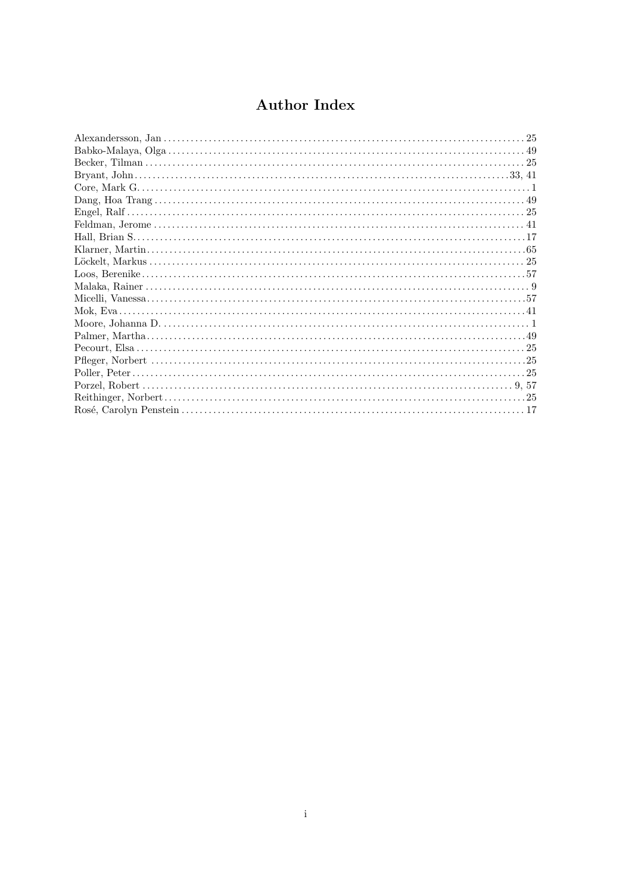# Author Index

Alexandersson, Jan .......... 25
Babko-Malaya, Olga .......... 49
Becker, Tilman .......... 25
Bryant, John .......... 33, 41
Core, Mark G. .......... 1
Dang, Hoa Trang .......... 49
Engel, Ralf .......... 25
Feldman, Jerome .......... 41
Hall, Brian S. .......... 17
Klarner, Martin .......... 65
Löckelt, Markus .......... 25
Loos, Berenike .......... 57
Malaka, Rainer .......... 9
Micelli, Vanessa .......... 57
Mok, Eva .......... 41
Moore, Johanna D. .......... 1
Palmer, Martha .......... 49
Pecourt, Elsa .......... 25
Pfleger, Norbert .......... 25
Poller, Peter .......... 25
Porzel, Robert .......... 9, 57
Reithinger, Norbert .......... 25
Rosé, Carolyn Penstein .......... 17